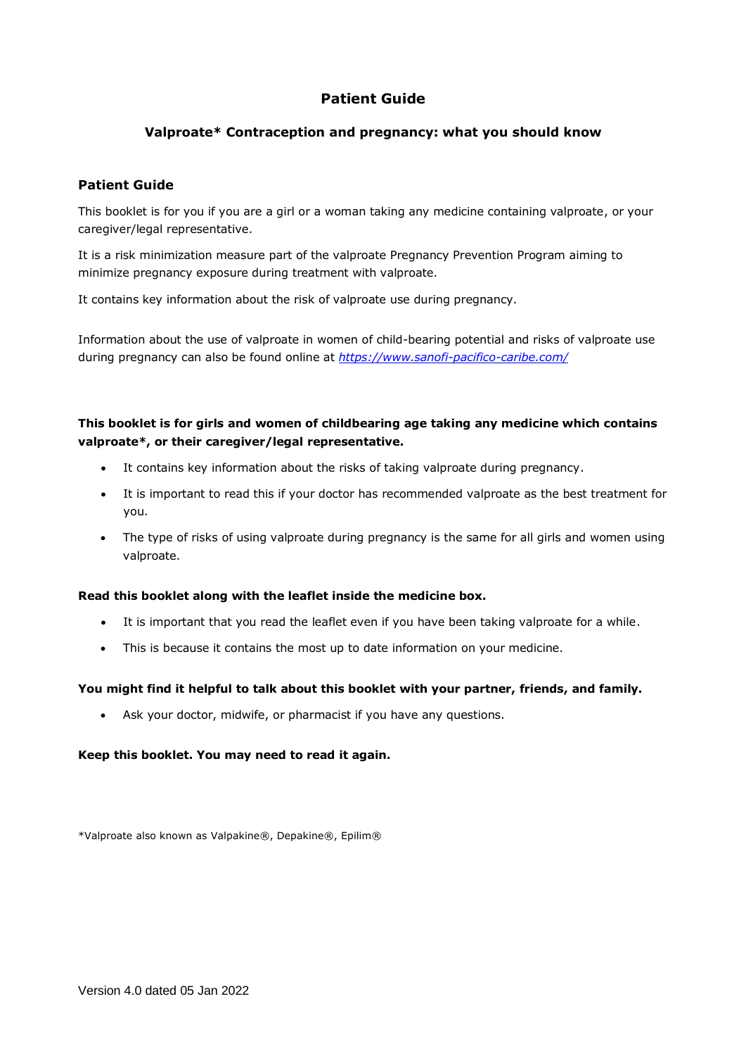# Patient Guide

## Valproate* Contraception and pregnancy: what you should know

### Patient Guide

This booklet is for you if you are a girl or a woman taking any medicine containing valproate, or your caregiver/legal representative.

It is a risk minimization measure part of the valproate Pregnancy Prevention Program aiming to minimize pregnancy exposure during treatment with valproate.

It contains key information about the risk of valproate use during pregnancy.

Information about the use of valproate in women of child-bearing potential and risks of valproate use during pregnancy can also be found online at *https://www.sanofi-pacifico-caribe.com/*

**This booklet is for girls and women of childbearing age taking any medicine which contains valproate*, or their caregiver/legal representative.**

- It contains key information about the risks of taking valproate during pregnancy.
- It is important to read this if your doctor has recommended valproate as the best treatment for you.
- The type of risks of using valproate during pregnancy is the same for all girls and women using valproate.

**Read this booklet along with the leaflet inside the medicine box.**

- It is important that you read the leaflet even if you have been taking valproate for a while.
- This is because it contains the most up to date information on your medicine.

**You might find it helpful to talk about this booklet with your partner, friends, and family.**

- Ask your doctor, midwife, or pharmacist if you have any questions.

**Keep this booklet. You may need to read it again.**

*Valproate also known as Valpakine®, Depakine®, Epilim®

Version 4.0 dated 05 Jan 2022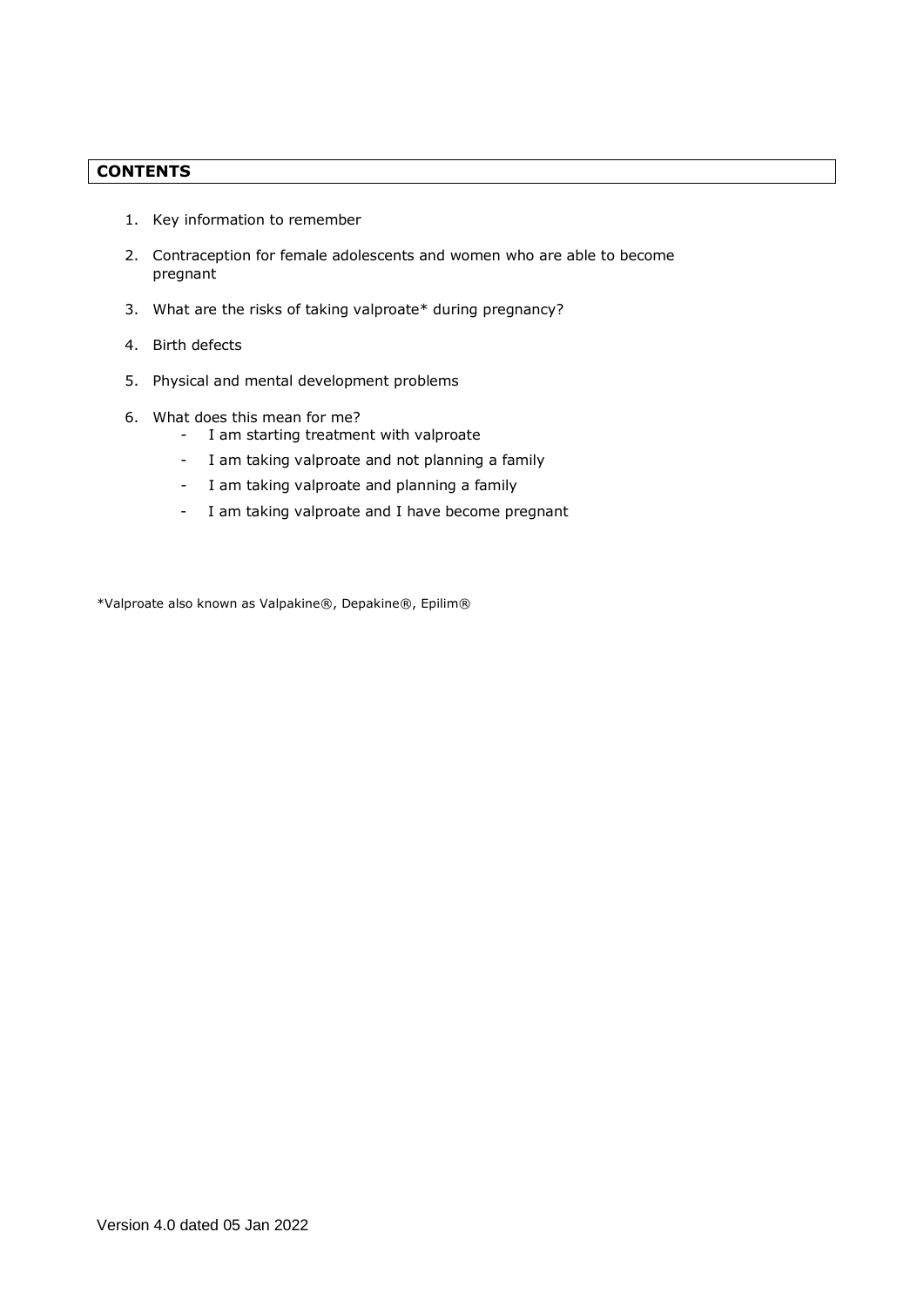## CONTENTS

1. Key information to remember
2. Contraception for female adolescents and women who are able to become pregnant
3. What are the risks of taking valproate* during pregnancy?
4. Birth defects
5. Physical and mental development problems
6. What does this mean for me?
   - I am starting treatment with valproate
   - I am taking valproate and not planning a family
   - I am taking valproate and planning a family
   - I am taking valproate and I have become pregnant

*Valproate also known as Valpakine®, Depakine®, Epilim®

Version 4.0 dated 05 Jan 2022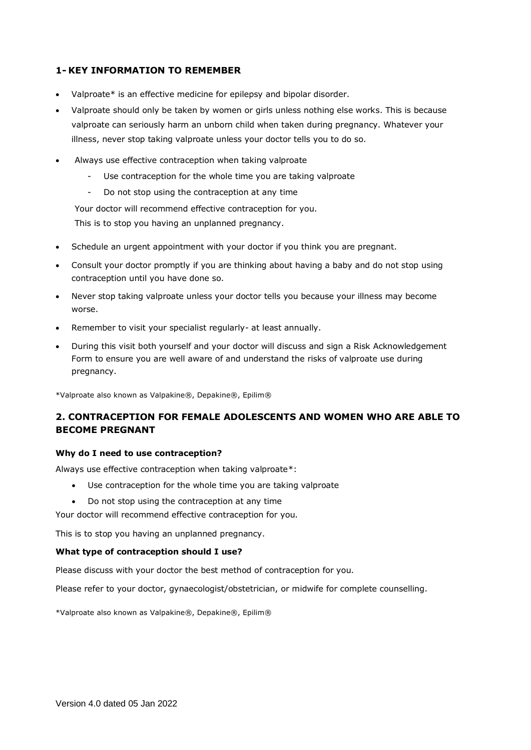## 1- KEY INFORMATION TO REMEMBER

- Valproate* is an effective medicine for epilepsy and bipolar disorder.
- Valproate should only be taken by women or girls unless nothing else works. This is because valproate can seriously harm an unborn child when taken during pregnancy. Whatever your illness, never stop taking valproate unless your doctor tells you to do so.
- Always use effective contraception when taking valproate
  - Use contraception for the whole time you are taking valproate
  - Do not stop using the contraception at any time

  Your doctor will recommend effective contraception for you.
  This is to stop you having an unplanned pregnancy.
- Schedule an urgent appointment with your doctor if you think you are pregnant.
- Consult your doctor promptly if you are thinking about having a baby and do not stop using contraception until you have done so.
- Never stop taking valproate unless your doctor tells you because your illness may become worse.
- Remember to visit your specialist regularly- at least annually.
- During this visit both yourself and your doctor will discuss and sign a Risk Acknowledgement Form to ensure you are well aware of and understand the risks of valproate use during pregnancy.

*Valproate also known as Valpakine®, Depakine®, Epilim®

## 2. CONTRACEPTION FOR FEMALE ADOLESCENTS AND WOMEN WHO ARE ABLE TO BECOME PREGNANT

**Why do I need to use contraception?**

Always use effective contraception when taking valproate*:

- Use contraception for the whole time you are taking valproate
- Do not stop using the contraception at any time

Your doctor will recommend effective contraception for you.

This is to stop you having an unplanned pregnancy.

**What type of contraception should I use?**

Please discuss with your doctor the best method of contraception for you.

Please refer to your doctor, gynaecologist/obstetrician, or midwife for complete counselling.

*Valproate also known as Valpakine®, Depakine®, Epilim®

Version 4.0 dated 05 Jan 2022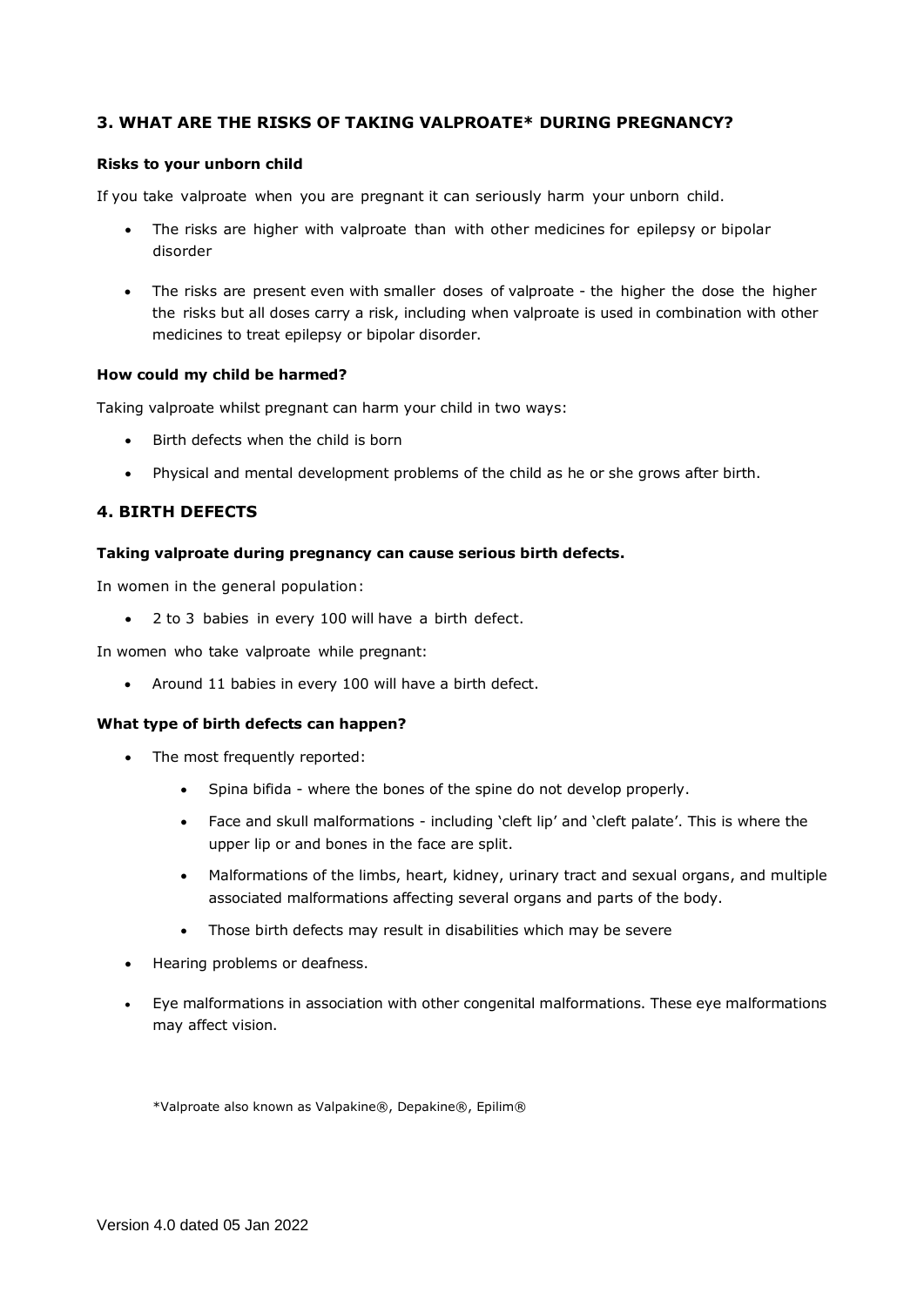## 3. WHAT ARE THE RISKS OF TAKING VALPROATE* DURING PREGNANCY?

### Risks to your unborn child

If you take valproate when you are pregnant it can seriously harm your unborn child.

- The risks are higher with valproate than with other medicines for epilepsy or bipolar disorder
- The risks are present even with smaller doses of valproate - the higher the dose the higher the risks but all doses carry a risk, including when valproate is used in combination with other medicines to treat epilepsy or bipolar disorder.

### How could my child be harmed?

Taking valproate whilst pregnant can harm your child in two ways:

- Birth defects when the child is born
- Physical and mental development problems of the child as he or she grows after birth.

## 4. BIRTH DEFECTS

### Taking valproate during pregnancy can cause serious birth defects.

In women in the general population:

- 2 to 3 babies in every 100 will have a birth defect.

In women who take valproate while pregnant:

- Around 11 babies in every 100 will have a birth defect.

### What type of birth defects can happen?

- The most frequently reported:
  - Spina bifida - where the bones of the spine do not develop properly.
  - Face and skull malformations - including 'cleft lip' and 'cleft palate'. This is where the upper lip or and bones in the face are split.
  - Malformations of the limbs, heart, kidney, urinary tract and sexual organs, and multiple associated malformations affecting several organs and parts of the body.
  - Those birth defects may result in disabilities which may be severe
- Hearing problems or deafness.
- Eye malformations in association with other congenital malformations. These eye malformations may affect vision.

*Valproate also known as Valpakine®, Depakine®, Epilim®

Version 4.0 dated 05 Jan 2022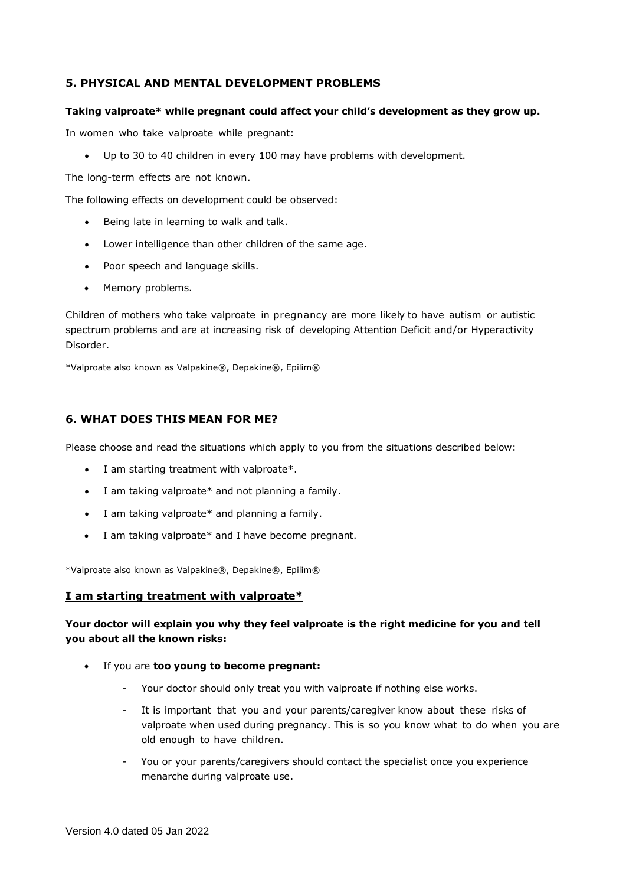## 5. PHYSICAL AND MENTAL DEVELOPMENT PROBLEMS

**Taking valproate* while pregnant could affect your child's development as they grow up.**

In women who take valproate while pregnant:

- Up to 30 to 40 children in every 100 may have problems with development.

The long-term effects are not known.

The following effects on development could be observed:

- Being late in learning to walk and talk.
- Lower intelligence than other children of the same age.
- Poor speech and language skills.
- Memory problems.

Children of mothers who take valproate in pregnancy are more likely to have autism or autistic spectrum problems and are at increasing risk of developing Attention Deficit and/or Hyperactivity Disorder.

*Valproate also known as Valpakine®, Depakine®, Epilim®

## 6. WHAT DOES THIS MEAN FOR ME?

Please choose and read the situations which apply to you from the situations described below:

- I am starting treatment with valproate*.
- I am taking valproate* and not planning a family.
- I am taking valproate* and planning a family.
- I am taking valproate* and I have become pregnant.

*Valproate also known as Valpakine®, Depakine®, Epilim®

### I am starting treatment with valproate*

**Your doctor will explain you why they feel valproate is the right medicine for you and tell you about all the known risks:**

- If you are **too young to become pregnant:**
    - Your doctor should only treat you with valproate if nothing else works.
    - It is important that you and your parents/caregiver know about these risks of valproate when used during pregnancy. This is so you know what to do when you are old enough to have children.
    - You or your parents/caregivers should contact the specialist once you experience menarche during valproate use.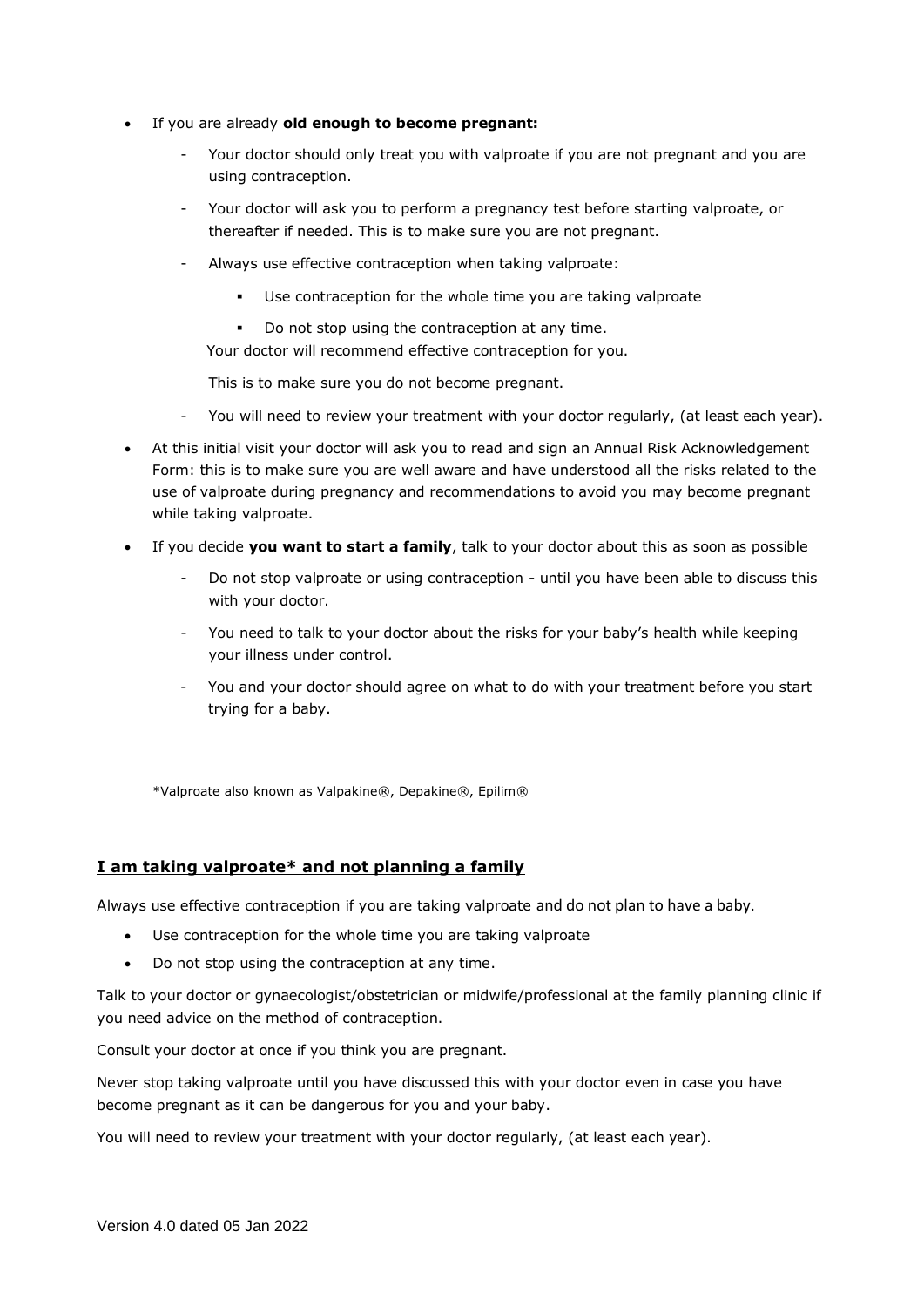- If you are already **old enough to become pregnant:**
  - Your doctor should only treat you with valproate if you are not pregnant and you are using contraception.
  - Your doctor will ask you to perform a pregnancy test before starting valproate, or thereafter if needed. This is to make sure you are not pregnant.
  - Always use effective contraception when taking valproate:
    - Use contraception for the whole time you are taking valproate
    - Do not stop using the contraception at any time.

    Your doctor will recommend effective contraception for you.

    This is to make sure you do not become pregnant.
  - You will need to review your treatment with your doctor regularly, (at least each year).
- At this initial visit your doctor will ask you to read and sign an Annual Risk Acknowledgement Form: this is to make sure you are well aware and have understood all the risks related to the use of valproate during pregnancy and recommendations to avoid you may become pregnant while taking valproate.
- If you decide **you want to start a family**, talk to your doctor about this as soon as possible
  - Do not stop valproate or using contraception - until you have been able to discuss this with your doctor.
  - You need to talk to your doctor about the risks for your baby's health while keeping your illness under control.
  - You and your doctor should agree on what to do with your treatment before you start trying for a baby.

*Valproate also known as Valpakine®, Depakine®, Epilim®

## I am taking valproate* and not planning a family

Always use effective contraception if you are taking valproate and do not plan to have a baby.

- Use contraception for the whole time you are taking valproate
- Do not stop using the contraception at any time.

Talk to your doctor or gynaecologist/obstetrician or midwife/professional at the family planning clinic if you need advice on the method of contraception.

Consult your doctor at once if you think you are pregnant.

Never stop taking valproate until you have discussed this with your doctor even in case you have become pregnant as it can be dangerous for you and your baby.

You will need to review your treatment with your doctor regularly, (at least each year).

Version 4.0 dated 05 Jan 2022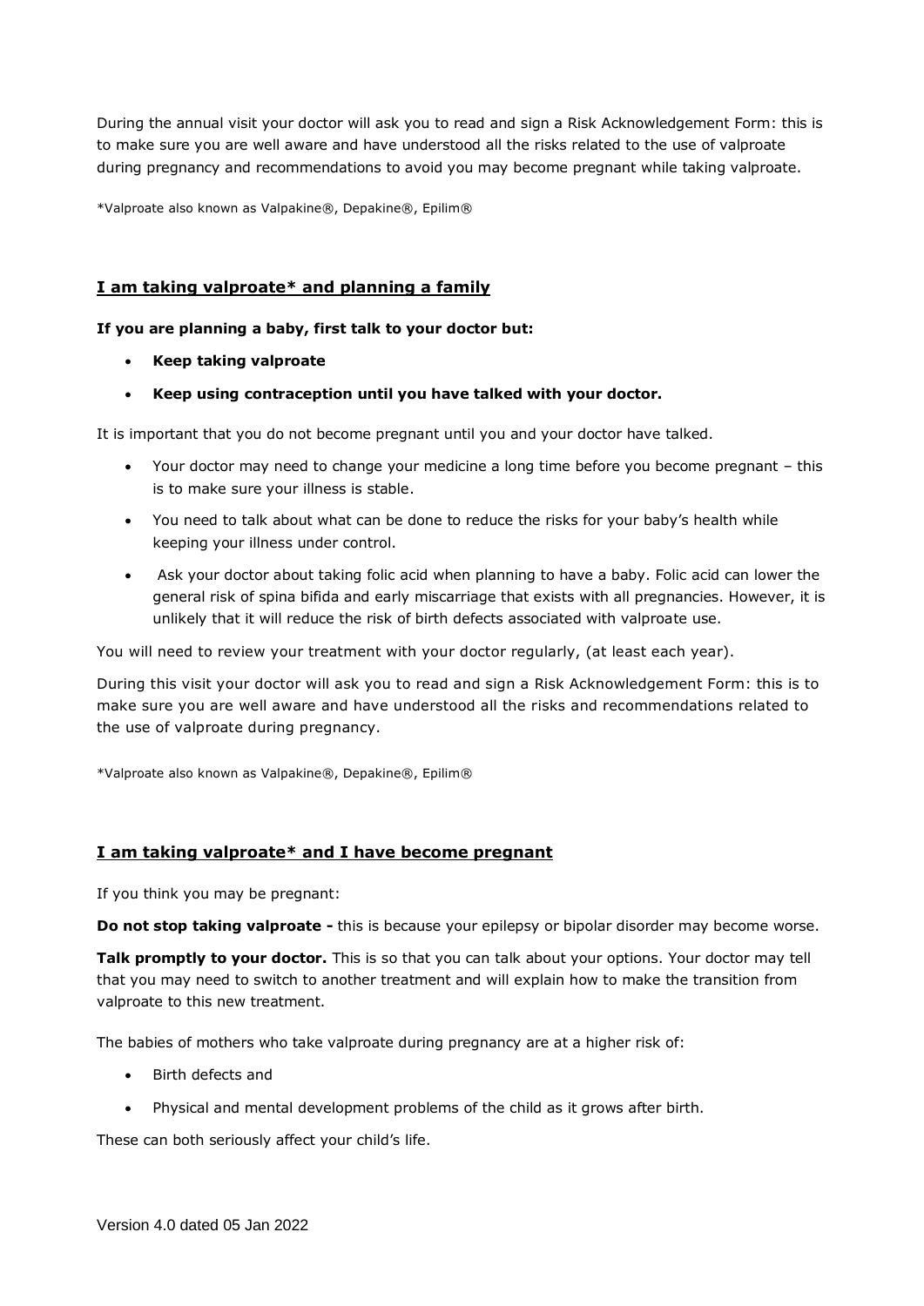During the annual visit your doctor will ask you to read and sign a Risk Acknowledgement Form: this is to make sure you are well aware and have understood all the risks related to the use of valproate during pregnancy and recommendations to avoid you may become pregnant while taking valproate.

*Valproate also known as Valpakine®, Depakine®, Epilim®

## <u>I am taking valproate* and planning a family</u>

**If you are planning a baby, first talk to your doctor but:**

- **Keep taking valproate**
- **Keep using contraception until you have talked with your doctor.**

It is important that you do not become pregnant until you and your doctor have talked.

- Your doctor may need to change your medicine a long time before you become pregnant – this is to make sure your illness is stable.
- You need to talk about what can be done to reduce the risks for your baby's health while keeping your illness under control.
- Ask your doctor about taking folic acid when planning to have a baby. Folic acid can lower the general risk of spina bifida and early miscarriage that exists with all pregnancies. However, it is unlikely that it will reduce the risk of birth defects associated with valproate use.

You will need to review your treatment with your doctor regularly, (at least each year).

During this visit your doctor will ask you to read and sign a Risk Acknowledgement Form: this is to make sure you are well aware and have understood all the risks and recommendations related to the use of valproate during pregnancy.

*Valproate also known as Valpakine®, Depakine®, Epilim®

## <u>I am taking valproate* and I have become pregnant</u>

If you think you may be pregnant:

**Do not stop taking valproate -** this is because your epilepsy or bipolar disorder may become worse.

**Talk promptly to your doctor.** This is so that you can talk about your options. Your doctor may tell that you may need to switch to another treatment and will explain how to make the transition from valproate to this new treatment.

The babies of mothers who take valproate during pregnancy are at a higher risk of:

- Birth defects and
- Physical and mental development problems of the child as it grows after birth.

These can both seriously affect your child's life.

Version 4.0 dated 05 Jan 2022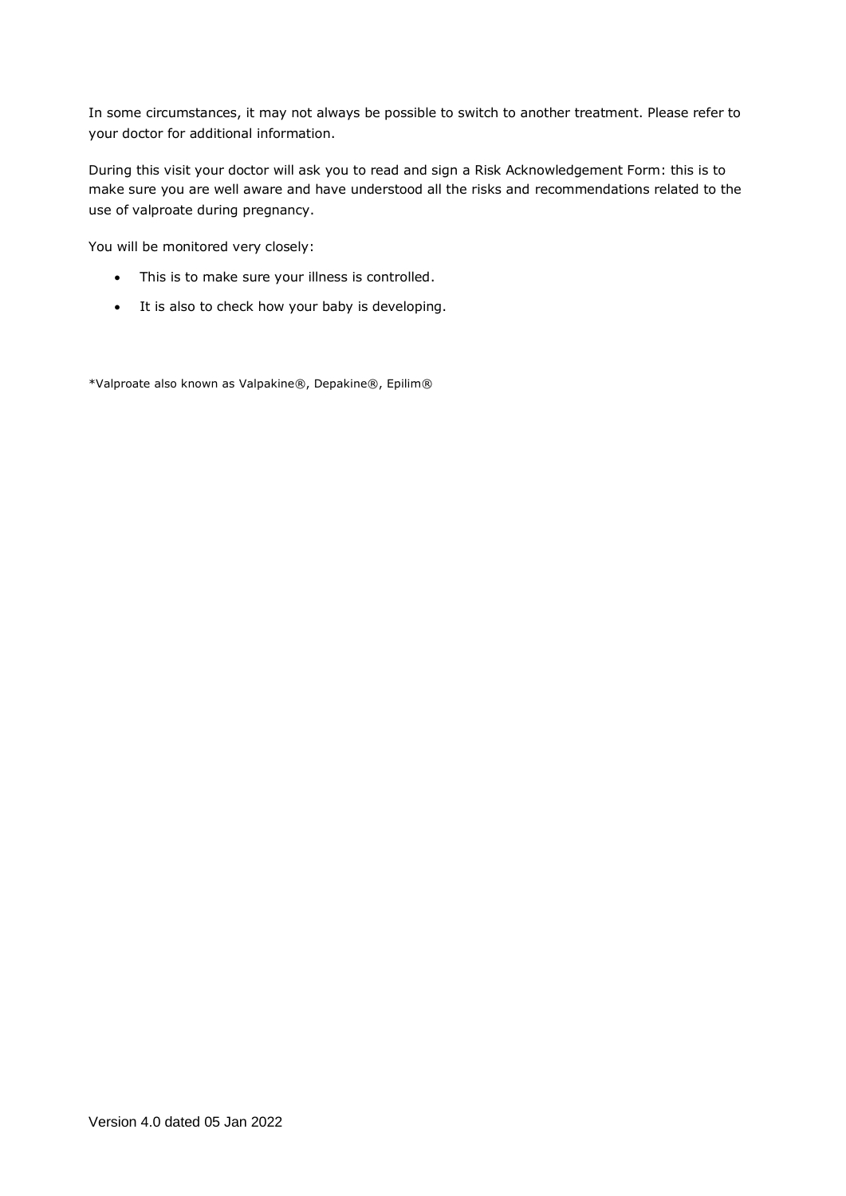In some circumstances, it may not always be possible to switch to another treatment. Please refer to your doctor for additional information.

During this visit your doctor will ask you to read and sign a Risk Acknowledgement Form: this is to make sure you are well aware and have understood all the risks and recommendations related to the use of valproate during pregnancy.

You will be monitored very closely:

- This is to make sure your illness is controlled.
- It is also to check how your baby is developing.

*Valproate also known as Valpakine®, Depakine®, Epilim®

Version 4.0 dated 05 Jan 2022